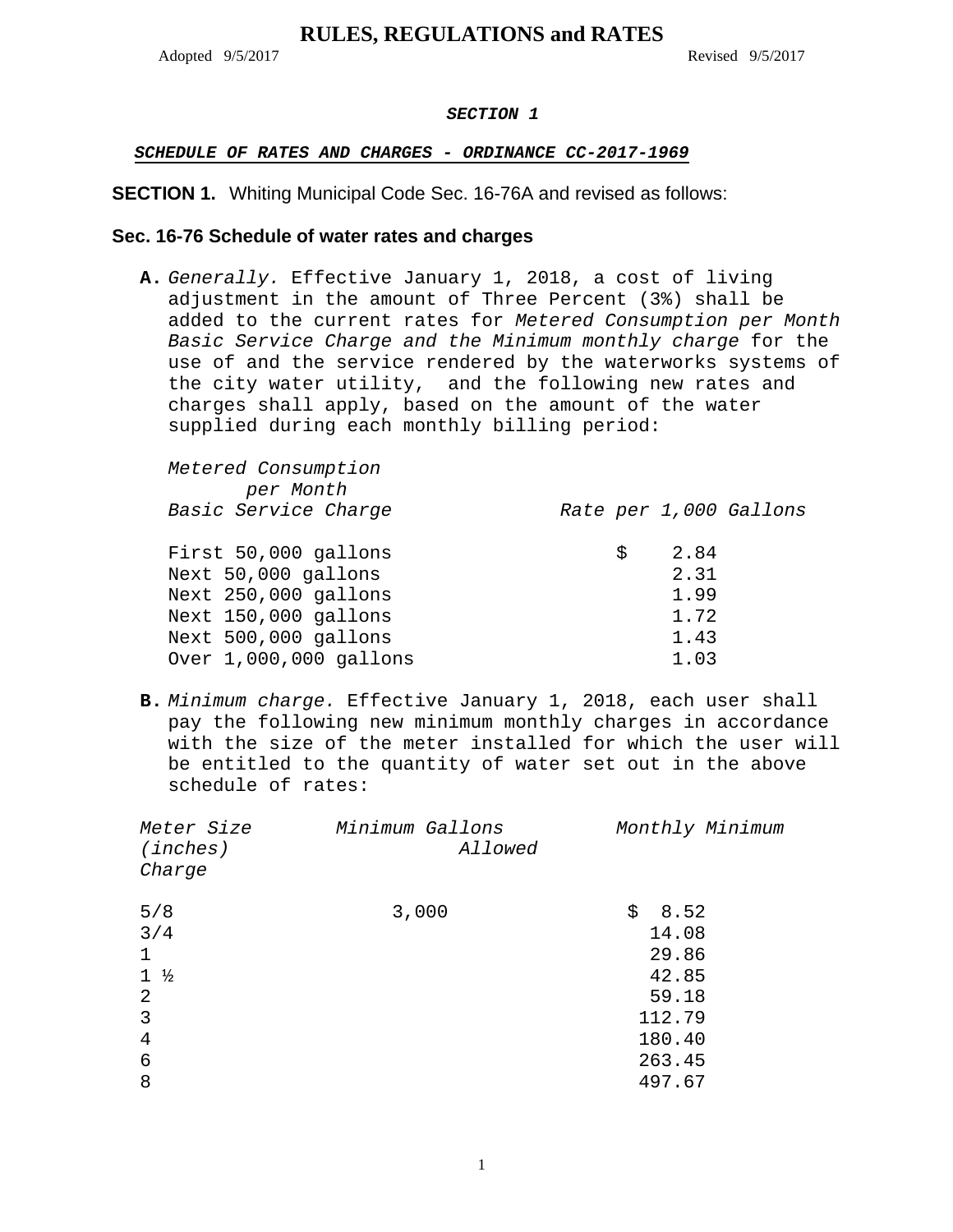# RULES, REGULATIONS and RATES

Adopted 9/5/2017 Revised 9/5/2017

***SECTION 1***

***SCHEDULE OF RATES AND CHARGES - ORDINANCE CC-2017-1969***

**SECTION 1.** Whiting Municipal Code Sec. 16-76A and revised as follows:

**Sec. 16-76 Schedule of water rates and charges**

**A.** *Generally.* Effective January 1, 2018, a cost of living adjustment in the amount of Three Percent (3%) shall be added to the current rates for *Metered Consumption per Month Basic Service Charge and the Minimum monthly charge* for the use of and the service rendered by the waterworks systems of the city water utility, and the following new rates and charges shall apply, based on the amount of the water supplied during each monthly billing period:

| *Metered Consumption per Month Basic Service Charge* | *Rate per 1,000 Gallons* |
|---|---|
| First 50,000 gallons | $ 2.84 |
| Next 50,000 gallons | 2.31 |
| Next 250,000 gallons | 1.99 |
| Next 150,000 gallons | 1.72 |
| Next 500,000 gallons | 1.43 |
| Over 1,000,000 gallons | 1.03 |

**B.** *Minimum charge.* Effective January 1, 2018, each user shall pay the following new minimum monthly charges in accordance with the size of the meter installed for which the user will be entitled to the quantity of water set out in the above schedule of rates:

| *Meter Size (inches)* | *Minimum Gallons Allowed* | *Monthly Minimum Charge* |
|---|---|---|
| 5/8 | 3,000 | $ 8.52 |
| 3/4 | | 14.08 |
| 1 | | 29.86 |
| 1 ½ | | 42.85 |
| 2 | | 59.18 |
| 3 | | 112.79 |
| 4 | | 180.40 |
| 6 | | 263.45 |
| 8 | | 497.67 |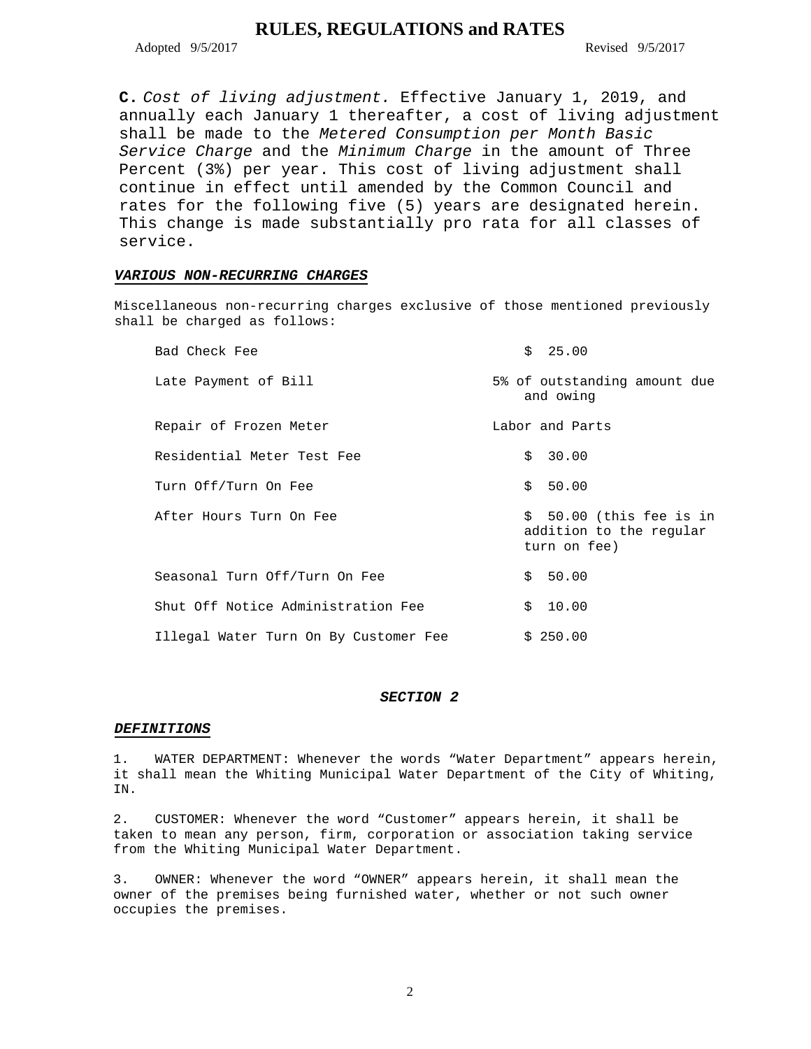**C.** *Cost of living adjustment.* Effective January 1, 2019, and annually each January 1 thereafter, a cost of living adjustment shall be made to the *Metered Consumption per Month Basic Service Charge* and the *Minimum Charge* in the amount of Three Percent (3%) per year. This cost of living adjustment shall continue in effect until amended by the Common Council and rates for the following five (5) years are designated herein. This change is made substantially pro rata for all classes of service.

***VARIOUS NON-RECURRING CHARGES***

Miscellaneous non-recurring charges exclusive of those mentioned previously shall be charged as follows:

| | |
|---|---|
| Bad Check Fee | $ 25.00 |
| Late Payment of Bill | 5% of outstanding amount due and owing |
| Repair of Frozen Meter | Labor and Parts |
| Residential Meter Test Fee | $ 30.00 |
| Turn Off/Turn On Fee | $ 50.00 |
| After Hours Turn On Fee | $ 50.00 (this fee is in addition to the regular turn on fee) |
| Seasonal Turn Off/Turn On Fee | $ 50.00 |
| Shut Off Notice Administration Fee | $ 10.00 |
| Illegal Water Turn On By Customer Fee | $ 250.00 |

***SECTION 2***

***DEFINITIONS***

1. WATER DEPARTMENT: Whenever the words “Water Department” appears herein, it shall mean the Whiting Municipal Water Department of the City of Whiting, IN.

2. CUSTOMER: Whenever the word “Customer” appears herein, it shall be taken to mean any person, firm, corporation or association taking service from the Whiting Municipal Water Department.

3. OWNER: Whenever the word “OWNER” appears herein, it shall mean the owner of the premises being furnished water, whether or not such owner occupies the premises.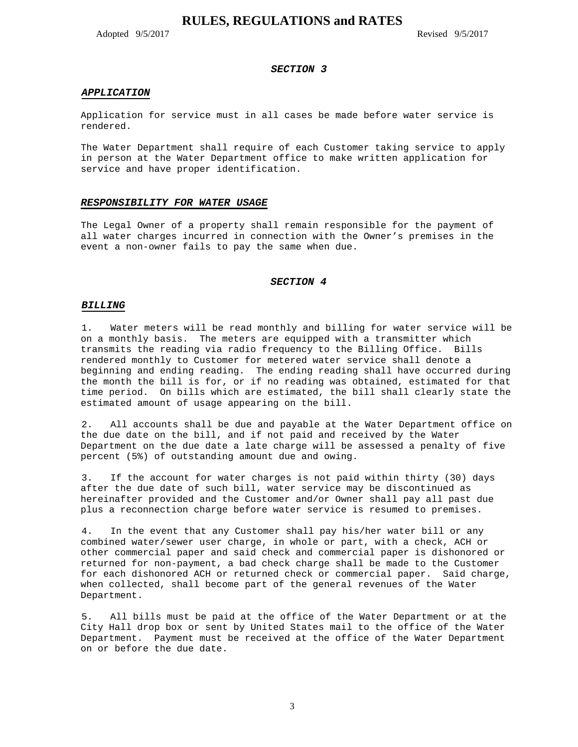## SECTION 3

### APPLICATION

Application for service must in all cases be made before water service is rendered.

The Water Department shall require of each Customer taking service to apply in person at the Water Department office to make written application for service and have proper identification.

### RESPONSIBILITY FOR WATER USAGE

The Legal Owner of a property shall remain responsible for the payment of all water charges incurred in connection with the Owner's premises in the event a non-owner fails to pay the same when due.

## SECTION 4

### BILLING

1. Water meters will be read monthly and billing for water service will be on a monthly basis. The meters are equipped with a transmitter which transmits the reading via radio frequency to the Billing Office. Bills rendered monthly to Customer for metered water service shall denote a beginning and ending reading. The ending reading shall have occurred during the month the bill is for, or if no reading was obtained, estimated for that time period. On bills which are estimated, the bill shall clearly state the estimated amount of usage appearing on the bill.

2. All accounts shall be due and payable at the Water Department office on the due date on the bill, and if not paid and received by the Water Department on the due date a late charge will be assessed a penalty of five percent (5%) of outstanding amount due and owing.

3. If the account for water charges is not paid within thirty (30) days after the due date of such bill, water service may be discontinued as hereinafter provided and the Customer and/or Owner shall pay all past due plus a reconnection charge before water service is resumed to premises.

4. In the event that any Customer shall pay his/her water bill or any combined water/sewer user charge, in whole or part, with a check, ACH or other commercial paper and said check and commercial paper is dishonored or returned for non-payment, a bad check charge shall be made to the Customer for each dishonored ACH or returned check or commercial paper. Said charge, when collected, shall become part of the general revenues of the Water Department.

5. All bills must be paid at the office of the Water Department or at the City Hall drop box or sent by United States mail to the office of the Water Department. Payment must be received at the office of the Water Department on or before the due date.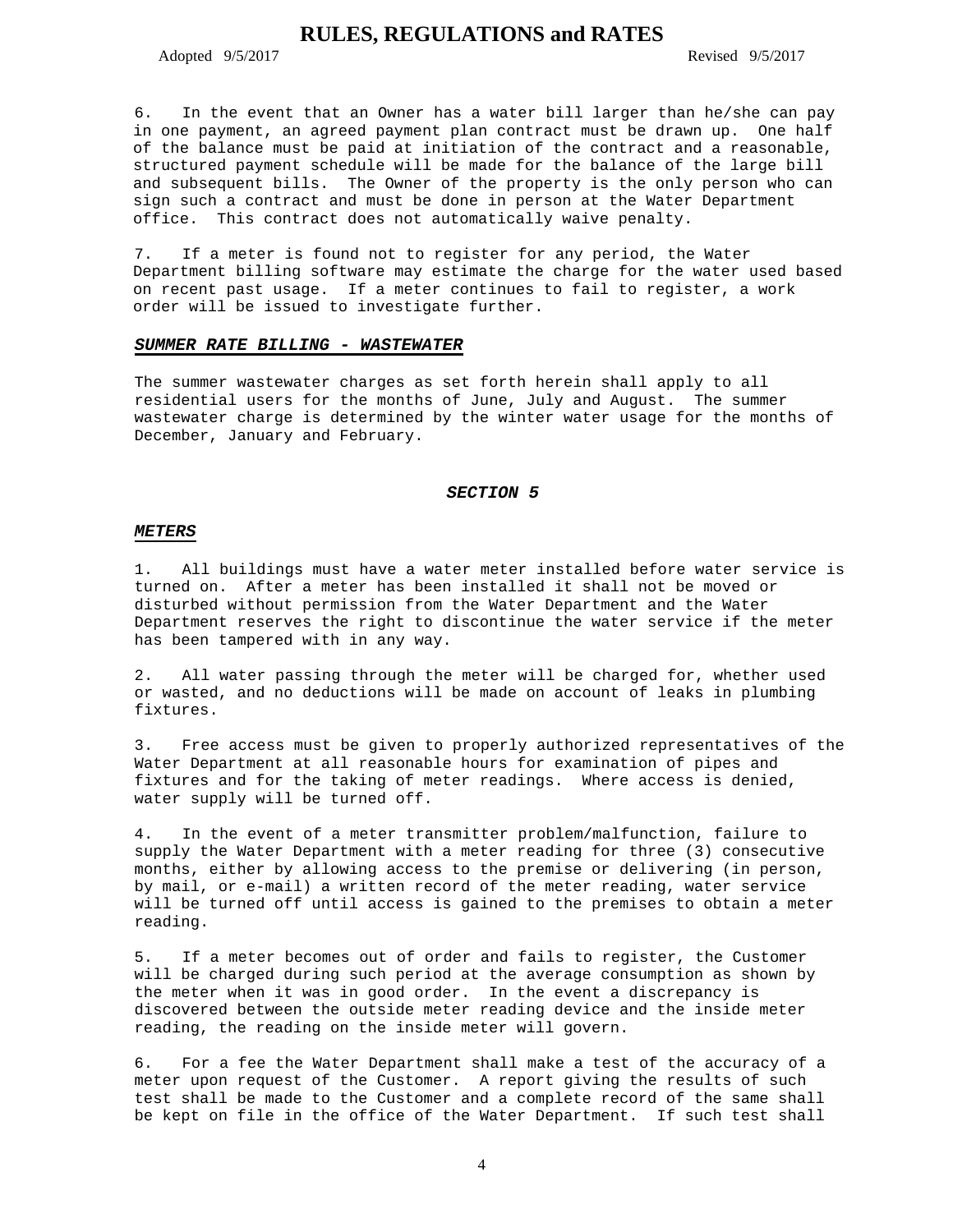6. In the event that an Owner has a water bill larger than he/she can pay in one payment, an agreed payment plan contract must be drawn up. One half of the balance must be paid at initiation of the contract and a reasonable, structured payment schedule will be made for the balance of the large bill and subsequent bills. The Owner of the property is the only person who can sign such a contract and must be done in person at the Water Department office. This contract does not automatically waive penalty.

7. If a meter is found not to register for any period, the Water Department billing software may estimate the charge for the water used based on recent past usage. If a meter continues to fail to register, a work order will be issued to investigate further.

***SUMMER RATE BILLING - WASTEWATER***

The summer wastewater charges as set forth herein shall apply to all residential users for the months of June, July and August. The summer wastewater charge is determined by the winter water usage for the months of December, January and February.

## *SECTION 5*

***METERS***

1. All buildings must have a water meter installed before water service is turned on. After a meter has been installed it shall not be moved or disturbed without permission from the Water Department and the Water Department reserves the right to discontinue the water service if the meter has been tampered with in any way.

2. All water passing through the meter will be charged for, whether used or wasted, and no deductions will be made on account of leaks in plumbing fixtures.

3. Free access must be given to properly authorized representatives of the Water Department at all reasonable hours for examination of pipes and fixtures and for the taking of meter readings. Where access is denied, water supply will be turned off.

4. In the event of a meter transmitter problem/malfunction, failure to supply the Water Department with a meter reading for three (3) consecutive months, either by allowing access to the premise or delivering (in person, by mail, or e-mail) a written record of the meter reading, water service will be turned off until access is gained to the premises to obtain a meter reading.

5. If a meter becomes out of order and fails to register, the Customer will be charged during such period at the average consumption as shown by the meter when it was in good order. In the event a discrepancy is discovered between the outside meter reading device and the inside meter reading, the reading on the inside meter will govern.

6. For a fee the Water Department shall make a test of the accuracy of a meter upon request of the Customer. A report giving the results of such test shall be made to the Customer and a complete record of the same shall be kept on file in the office of the Water Department. If such test shall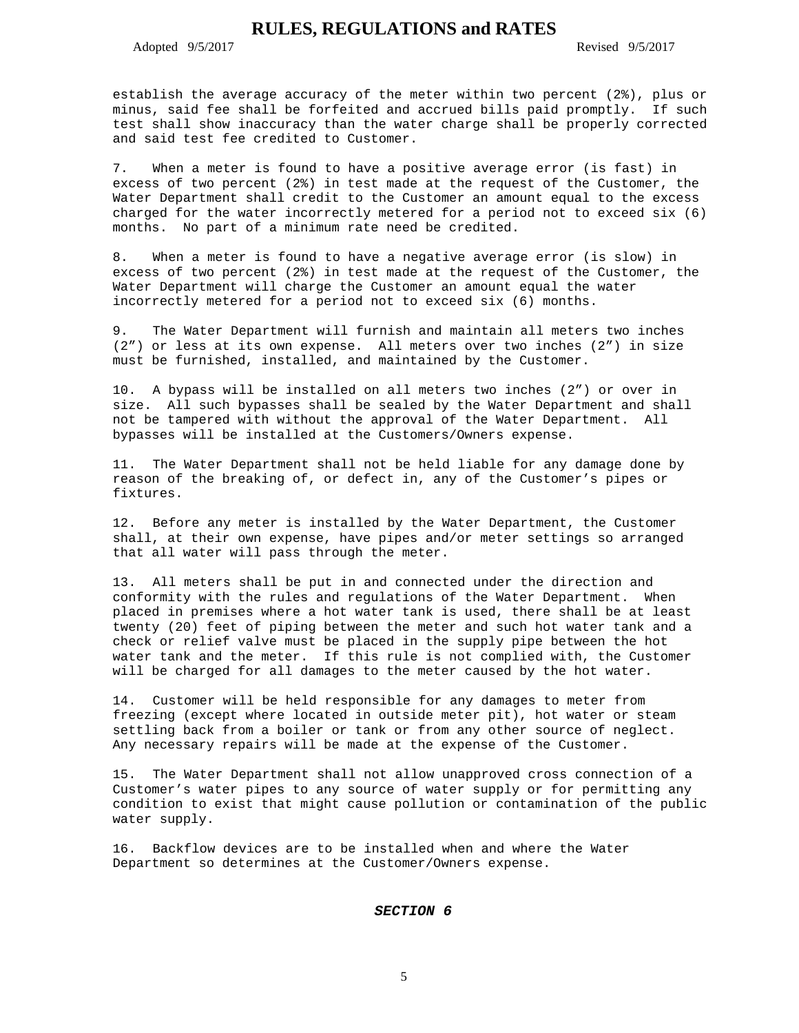establish the average accuracy of the meter within two percent (2%), plus or minus, said fee shall be forfeited and accrued bills paid promptly. If such test shall show inaccuracy than the water charge shall be properly corrected and said test fee credited to Customer.

7. When a meter is found to have a positive average error (is fast) in excess of two percent (2%) in test made at the request of the Customer, the Water Department shall credit to the Customer an amount equal to the excess charged for the water incorrectly metered for a period not to exceed six (6) months. No part of a minimum rate need be credited.

8. When a meter is found to have a negative average error (is slow) in excess of two percent (2%) in test made at the request of the Customer, the Water Department will charge the Customer an amount equal the water incorrectly metered for a period not to exceed six (6) months.

9. The Water Department will furnish and maintain all meters two inches (2") or less at its own expense. All meters over two inches (2") in size must be furnished, installed, and maintained by the Customer.

10. A bypass will be installed on all meters two inches (2") or over in size. All such bypasses shall be sealed by the Water Department and shall not be tampered with without the approval of the Water Department. All bypasses will be installed at the Customers/Owners expense.

11. The Water Department shall not be held liable for any damage done by reason of the breaking of, or defect in, any of the Customer's pipes or fixtures.

12. Before any meter is installed by the Water Department, the Customer shall, at their own expense, have pipes and/or meter settings so arranged that all water will pass through the meter.

13. All meters shall be put in and connected under the direction and conformity with the rules and regulations of the Water Department. When placed in premises where a hot water tank is used, there shall be at least twenty (20) feet of piping between the meter and such hot water tank and a check or relief valve must be placed in the supply pipe between the hot water tank and the meter. If this rule is not complied with, the Customer will be charged for all damages to the meter caused by the hot water.

14. Customer will be held responsible for any damages to meter from freezing (except where located in outside meter pit), hot water or steam settling back from a boiler or tank or from any other source of neglect. Any necessary repairs will be made at the expense of the Customer.

15. The Water Department shall not allow unapproved cross connection of a Customer's water pipes to any source of water supply or for permitting any condition to exist that might cause pollution or contamination of the public water supply.

16. Backflow devices are to be installed when and where the Water Department so determines at the Customer/Owners expense.

## *SECTION 6*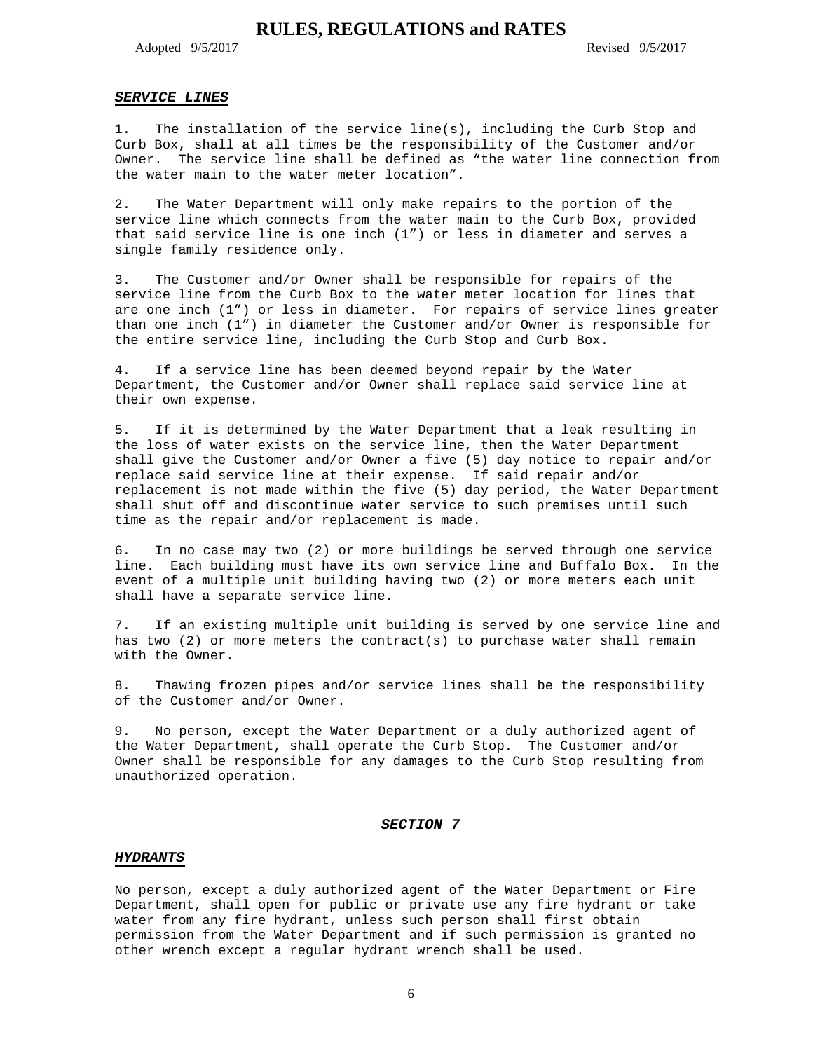### ***SERVICE LINES***

1. The installation of the service line(s), including the Curb Stop and Curb Box, shall at all times be the responsibility of the Customer and/or Owner. The service line shall be defined as "the water line connection from the water main to the water meter location".

2. The Water Department will only make repairs to the portion of the service line which connects from the water main to the Curb Box, provided that said service line is one inch (1") or less in diameter and serves a single family residence only.

3. The Customer and/or Owner shall be responsible for repairs of the service line from the Curb Box to the water meter location for lines that are one inch (1") or less in diameter. For repairs of service lines greater than one inch (1") in diameter the Customer and/or Owner is responsible for the entire service line, including the Curb Stop and Curb Box.

4. If a service line has been deemed beyond repair by the Water Department, the Customer and/or Owner shall replace said service line at their own expense.

5. If it is determined by the Water Department that a leak resulting in the loss of water exists on the service line, then the Water Department shall give the Customer and/or Owner a five (5) day notice to repair and/or replace said service line at their expense. If said repair and/or replacement is not made within the five (5) day period, the Water Department shall shut off and discontinue water service to such premises until such time as the repair and/or replacement is made.

6. In no case may two (2) or more buildings be served through one service line. Each building must have its own service line and Buffalo Box. In the event of a multiple unit building having two (2) or more meters each unit shall have a separate service line.

7. If an existing multiple unit building is served by one service line and has two (2) or more meters the contract(s) to purchase water shall remain with the Owner.

8. Thawing frozen pipes and/or service lines shall be the responsibility of the Customer and/or Owner.

9. No person, except the Water Department or a duly authorized agent of the Water Department, shall operate the Curb Stop. The Customer and/or Owner shall be responsible for any damages to the Curb Stop resulting from unauthorized operation.

## ***SECTION 7***

### ***HYDRANTS***

No person, except a duly authorized agent of the Water Department or Fire Department, shall open for public or private use any fire hydrant or take water from any fire hydrant, unless such person shall first obtain permission from the Water Department and if such permission is granted no other wrench except a regular hydrant wrench shall be used.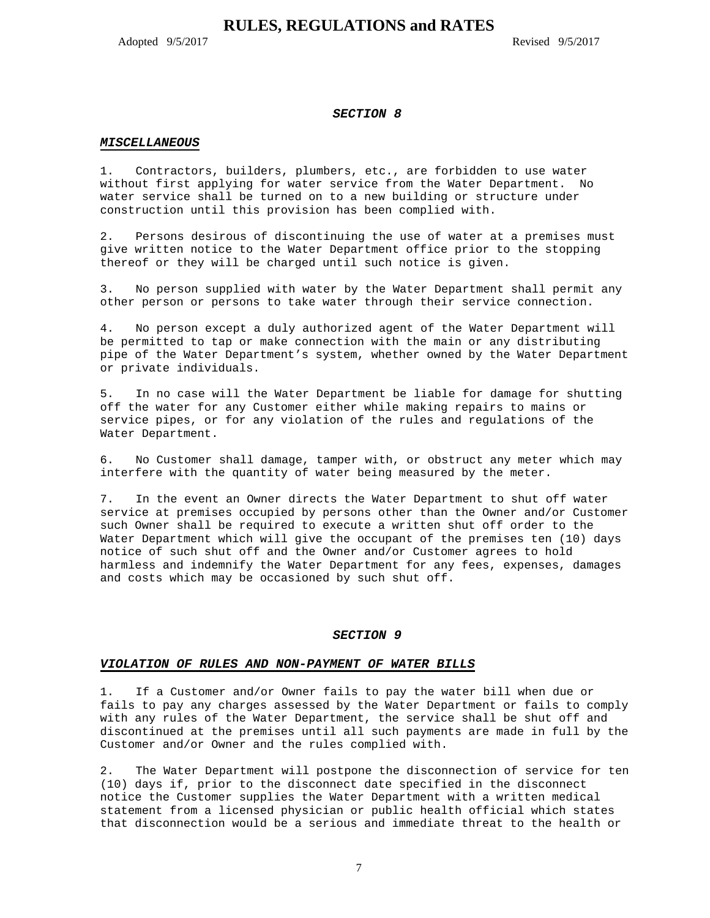## *SECTION 8*

### ***MISCELLANEOUS***

1. Contractors, builders, plumbers, etc., are forbidden to use water without first applying for water service from the Water Department. No water service shall be turned on to a new building or structure under construction until this provision has been complied with.

2. Persons desirous of discontinuing the use of water at a premises must give written notice to the Water Department office prior to the stopping thereof or they will be charged until such notice is given.

3. No person supplied with water by the Water Department shall permit any other person or persons to take water through their service connection.

4. No person except a duly authorized agent of the Water Department will be permitted to tap or make connection with the main or any distributing pipe of the Water Department's system, whether owned by the Water Department or private individuals.

5. In no case will the Water Department be liable for damage for shutting off the water for any Customer either while making repairs to mains or service pipes, or for any violation of the rules and regulations of the Water Department.

6. No Customer shall damage, tamper with, or obstruct any meter which may interfere with the quantity of water being measured by the meter.

7. In the event an Owner directs the Water Department to shut off water service at premises occupied by persons other than the Owner and/or Customer such Owner shall be required to execute a written shut off order to the Water Department which will give the occupant of the premises ten (10) days notice of such shut off and the Owner and/or Customer agrees to hold harmless and indemnify the Water Department for any fees, expenses, damages and costs which may be occasioned by such shut off.

## *SECTION 9*

### ***VIOLATION OF RULES AND NON-PAYMENT OF WATER BILLS***

1. If a Customer and/or Owner fails to pay the water bill when due or fails to pay any charges assessed by the Water Department or fails to comply with any rules of the Water Department, the service shall be shut off and discontinued at the premises until all such payments are made in full by the Customer and/or Owner and the rules complied with.

2. The Water Department will postpone the disconnection of service for ten (10) days if, prior to the disconnect date specified in the disconnect notice the Customer supplies the Water Department with a written medical statement from a licensed physician or public health official which states that disconnection would be a serious and immediate threat to the health or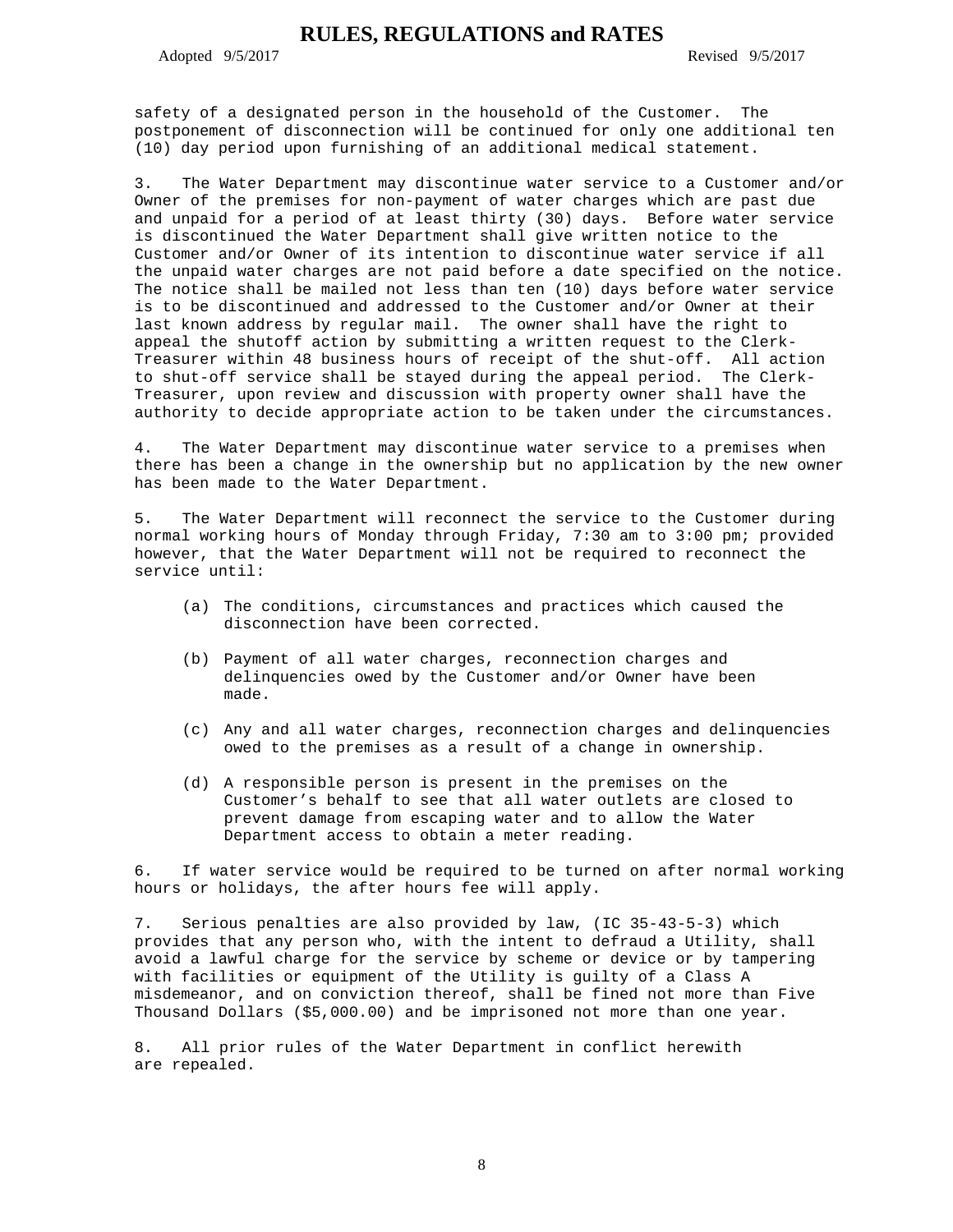safety of a designated person in the household of the Customer. The postponement of disconnection will be continued for only one additional ten (10) day period upon furnishing of an additional medical statement.

3. The Water Department may discontinue water service to a Customer and/or Owner of the premises for non-payment of water charges which are past due and unpaid for a period of at least thirty (30) days. Before water service is discontinued the Water Department shall give written notice to the Customer and/or Owner of its intention to discontinue water service if all the unpaid water charges are not paid before a date specified on the notice. The notice shall be mailed not less than ten (10) days before water service is to be discontinued and addressed to the Customer and/or Owner at their last known address by regular mail. The owner shall have the right to appeal the shutoff action by submitting a written request to the Clerk-Treasurer within 48 business hours of receipt of the shut-off. All action to shut-off service shall be stayed during the appeal period. The Clerk-Treasurer, upon review and discussion with property owner shall have the authority to decide appropriate action to be taken under the circumstances.

4. The Water Department may discontinue water service to a premises when there has been a change in the ownership but no application by the new owner has been made to the Water Department.

5. The Water Department will reconnect the service to the Customer during normal working hours of Monday through Friday, 7:30 am to 3:00 pm; provided however, that the Water Department will not be required to reconnect the service until:

(a) The conditions, circumstances and practices which caused the disconnection have been corrected.

(b) Payment of all water charges, reconnection charges and delinquencies owed by the Customer and/or Owner have been made.

(c) Any and all water charges, reconnection charges and delinquencies owed to the premises as a result of a change in ownership.

(d) A responsible person is present in the premises on the Customer's behalf to see that all water outlets are closed to prevent damage from escaping water and to allow the Water Department access to obtain a meter reading.

6. If water service would be required to be turned on after normal working hours or holidays, the after hours fee will apply.

7. Serious penalties are also provided by law, (IC 35-43-5-3) which provides that any person who, with the intent to defraud a Utility, shall avoid a lawful charge for the service by scheme or device or by tampering with facilities or equipment of the Utility is guilty of a Class A misdemeanor, and on conviction thereof, shall be fined not more than Five Thousand Dollars ($5,000.00) and be imprisoned not more than one year.

8. All prior rules of the Water Department in conflict herewith are repealed.